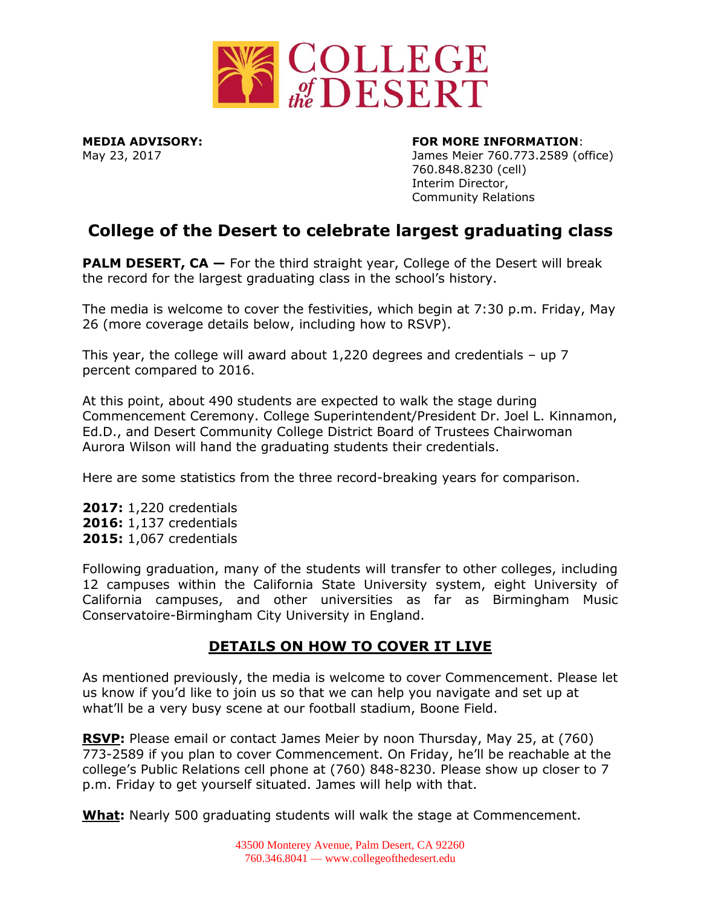**MEDIA ADVISORY:**
May 23, 2017

**FOR MORE INFORMATION**:
James Meier 760.773.2589 (office)
760.848.8230 (cell)
Interim Director,
Community Relations

# College of the Desert to celebrate largest graduating class

**PALM DESERT, CA —** For the third straight year, College of the Desert will break the record for the largest graduating class in the school's history.

The media is welcome to cover the festivities, which begin at 7:30 p.m. Friday, May 26 (more coverage details below, including how to RSVP).

This year, the college will award about 1,220 degrees and credentials – up 7 percent compared to 2016.

At this point, about 490 students are expected to walk the stage during Commencement Ceremony. College Superintendent/President Dr. Joel L. Kinnamon, Ed.D., and Desert Community College District Board of Trustees Chairwoman Aurora Wilson will hand the graduating students their credentials.

Here are some statistics from the three record-breaking years for comparison.

**2017:** 1,220 credentials
**2016:** 1,137 credentials
**2015:** 1,067 credentials

Following graduation, many of the students will transfer to other colleges, including 12 campuses within the California State University system, eight University of California campuses, and other universities as far as Birmingham Music Conservatoire-Birmingham City University in England.

## DETAILS ON HOW TO COVER IT LIVE

As mentioned previously, the media is welcome to cover Commencement. Please let us know if you'd like to join us so that we can help you navigate and set up at what'll be a very busy scene at our football stadium, Boone Field.

**RSVP:** Please email or contact James Meier by noon Thursday, May 25, at (760) 773-2589 if you plan to cover Commencement. On Friday, he'll be reachable at the college's Public Relations cell phone at (760) 848-8230. Please show up closer to 7 p.m. Friday to get yourself situated. James will help with that.

**What:** Nearly 500 graduating students will walk the stage at Commencement.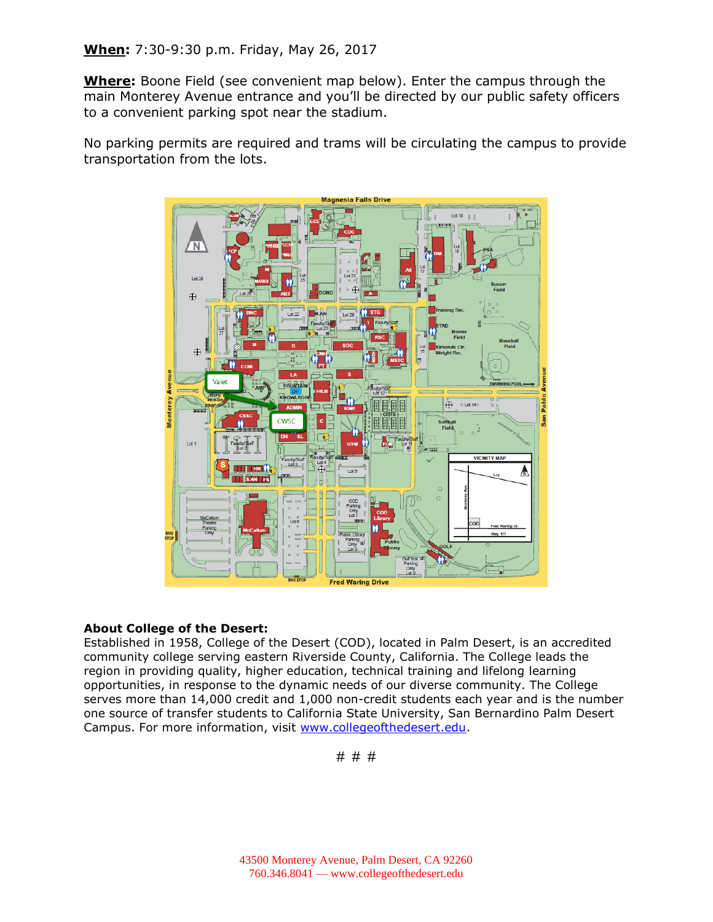**When:** 7:30-9:30 p.m. Friday, May 26, 2017

**Where:** Boone Field (see convenient map below). Enter the campus through the main Monterey Avenue entrance and you'll be directed by our public safety officers to a convenient parking spot near the stadium.

No parking permits are required and trams will be circulating the campus to provide transportation from the lots.

**About College of the Desert:**
Established in 1958, College of the Desert (COD), located in Palm Desert, is an accredited community college serving eastern Riverside County, California. The College leads the region in providing quality, higher education, technical training and lifelong learning opportunities, in response to the dynamic needs of our diverse community. The College serves more than 14,000 credit and 1,000 non-credit students each year and is the number one source of transfer students to California State University, San Bernardino Palm Desert Campus. For more information, visit www.collegeofthedesert.edu.

# # #